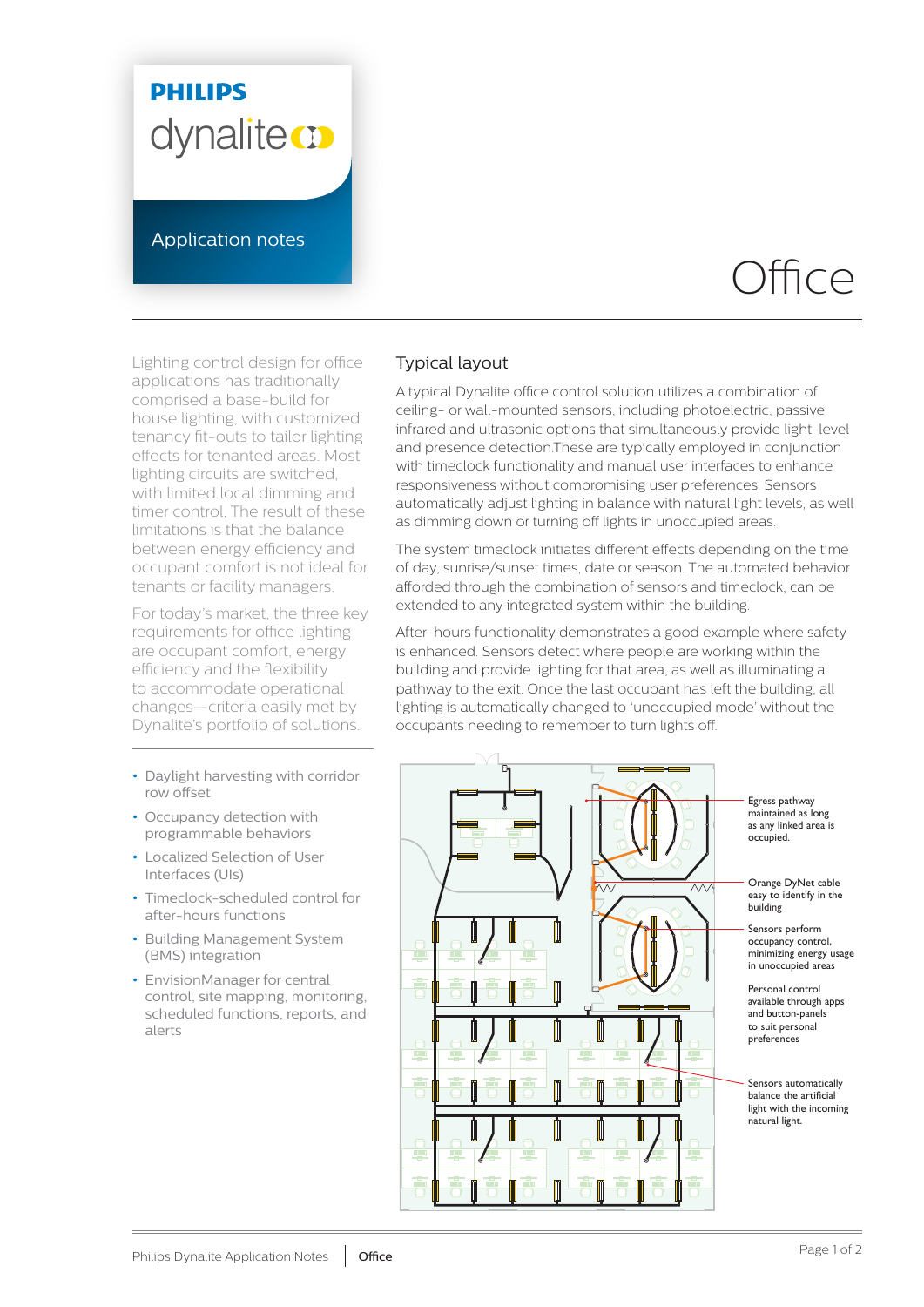PHILIPS

dynalite

Application notes

# Office

Lighting control design for office applications has traditionally comprised a base-build for house lighting, with customized tenancy fit-outs to tailor lighting effects for tenanted areas. Most lighting circuits are switched, with limited local dimming and timer control. The result of these limitations is that the balance between energy efficiency and occupant comfort is not ideal for tenants or facility managers.

For today's market, the three key requirements for office lighting are occupant comfort, energy efficiency and the flexibility to accommodate operational changes—criteria easily met by Dynalite's portfolio of solutions.

- Daylight harvesting with corridor row offset
- Occupancy detection with programmable behaviors
- Localized Selection of User Interfaces (UIs)
- Timeclock-scheduled control for after-hours functions
- Building Management System (BMS) integration
- EnvisionManager for central control, site mapping, monitoring, scheduled functions, reports, and alerts

## Typical layout

A typical Dynalite office control solution utilizes a combination of ceiling- or wall-mounted sensors, including photoelectric, passive infrared and ultrasonic options that simultaneously provide light-level and presence detection.These are typically employed in conjunction with timeclock functionality and manual user interfaces to enhance responsiveness without compromising user preferences. Sensors automatically adjust lighting in balance with natural light levels, as well as dimming down or turning off lights in unoccupied areas.

The system timeclock initiates different effects depending on the time of day, sunrise/sunset times, date or season. The automated behavior afforded through the combination of sensors and timeclock, can be extended to any integrated system within the building.

After-hours functionality demonstrates a good example where safety is enhanced. Sensors detect where people are working within the building and provide lighting for that area, as well as illuminating a pathway to the exit. Once the last occupant has left the building, all lighting is automatically changed to 'unoccupied mode' without the occupants needing to remember to turn lights off.

Egress pathway maintained as long as any linked area is occupied.

Orange DyNet cable easy to identify in the building

Sensors perform occupancy control, minimizing energy usage in unoccupied areas

Personal control available through apps and button-panels to suit personal preferences

Sensors automatically balance the artificial light with the incoming natural light.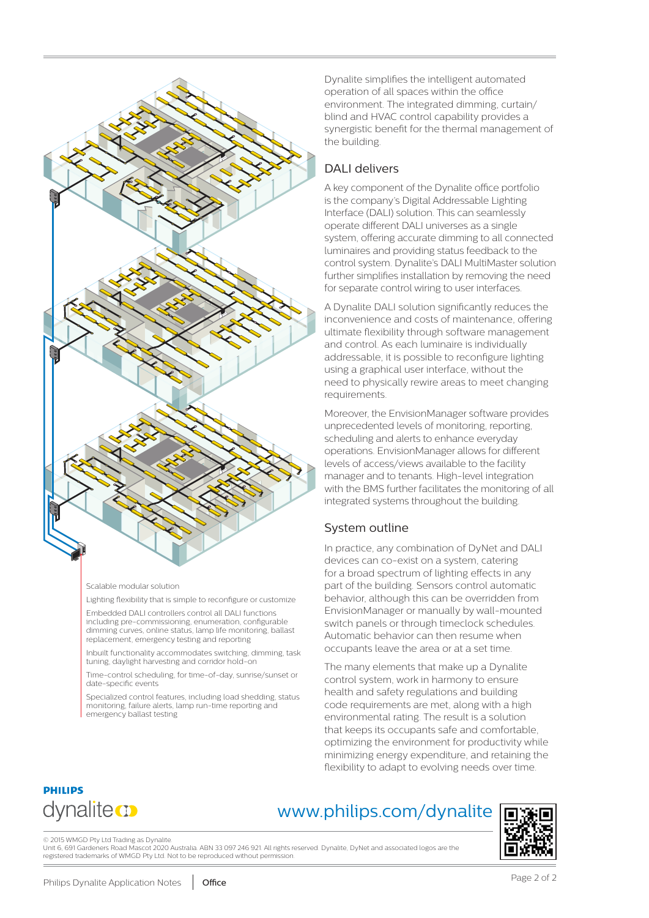Scalable modular solution

Lighting flexibility that is simple to reconfigure or customize

Embedded DALI controllers control all DALI functions including pre-commissioning, enumeration, configurable dimming curves, online status, lamp life monitoring, ballast replacement, emergency testing and reporting

Inbuilt functionality accommodates switching, dimming, task tuning, daylight harvesting and corridor hold-on

Time-control scheduling, for time-of-day, sunrise/sunset or date-specific events

Specialized control features, including load shedding, status monitoring, failure alerts, lamp run-time reporting and emergency ballast testing

Dynalite simplifies the intelligent automated operation of all spaces within the office environment. The integrated dimming, curtain/blind and HVAC control capability provides a synergistic benefit for the thermal management of the building.

## DALI delivers

A key component of the Dynalite office portfolio is the company's Digital Addressable Lighting Interface (DALI) solution. This can seamlessly operate different DALI universes as a single system, offering accurate dimming to all connected luminaires and providing status feedback to the control system. Dynalite's DALI MultiMaster solution further simplifies installation by removing the need for separate control wiring to user interfaces.

A Dynalite DALI solution significantly reduces the inconvenience and costs of maintenance, offering ultimate flexibility through software management and control. As each luminaire is individually addressable, it is possible to reconfigure lighting using a graphical user interface, without the need to physically rewire areas to meet changing requirements.

Moreover, the EnvisionManager software provides unprecedented levels of monitoring, reporting, scheduling and alerts to enhance everyday operations. EnvisionManager allows for different levels of access/views available to the facility manager and to tenants. High-level integration with the BMS further facilitates the monitoring of all integrated systems throughout the building.

## System outline

In practice, any combination of DyNet and DALI devices can co-exist on a system, catering for a broad spectrum of lighting effects in any part of the building. Sensors control automatic behavior, although this can be overridden from EnvisionManager or manually by wall-mounted switch panels or through timeclock schedules. Automatic behavior can then resume when occupants leave the area or at a set time.

The many elements that make up a Dynalite control system, work in harmony to ensure health and safety regulations and building code requirements are met, along with a high environmental rating. The result is a solution that keeps its occupants safe and comfortable, optimizing the environment for productivity while minimizing energy expenditure, and retaining the flexibility to adapt to evolving needs over time.

**PHILIPS**
dynalite

www.philips.com/dynalite

© 2015 WMGD Pty Ltd Trading as Dynalite.
Unit 6, 691 Gardeners Road Mascot 2020 Australia. ABN 33 097 246 921. All rights reserved. Dynalite, DyNet and associated logos are the registered trademarks of WMGD Pty Ltd. Not to be reproduced without permission.